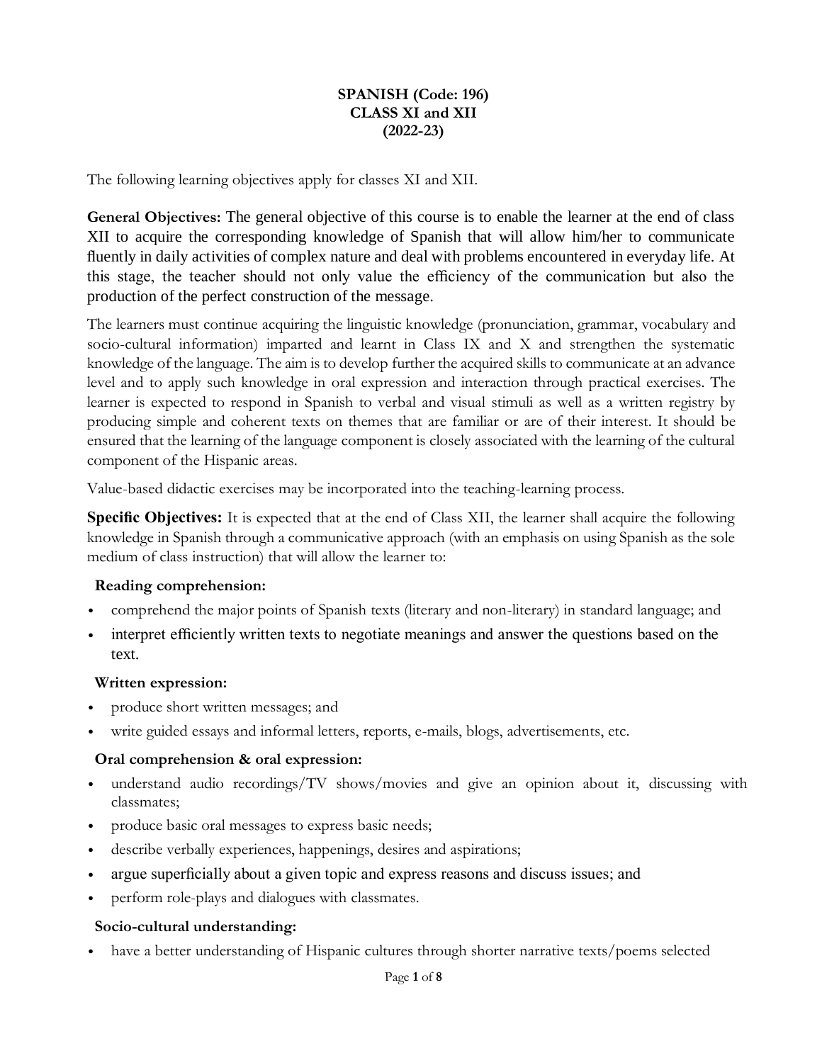**SPANISH (Code: 196)**
**CLASS XI and XII**
**(2022-23)**

The following learning objectives apply for classes XI and XII.

**General Objectives:** The general objective of this course is to enable the learner at the end of class XII to acquire the corresponding knowledge of Spanish that will allow him/her to communicate fluently in daily activities of complex nature and deal with problems encountered in everyday life. At this stage, the teacher should not only value the efficiency of the communication but also the production of the perfect construction of the message.

The learners must continue acquiring the linguistic knowledge (pronunciation, grammar, vocabulary and socio-cultural information) imparted and learnt in Class IX and X and strengthen the systematic knowledge of the language. The aim is to develop further the acquired skills to communicate at an advance level and to apply such knowledge in oral expression and interaction through practical exercises. The learner is expected to respond in Spanish to verbal and visual stimuli as well as a written registry by producing simple and coherent texts on themes that are familiar or are of their interest. It should be ensured that the learning of the language component is closely associated with the learning of the cultural component of the Hispanic areas.

Value-based didactic exercises may be incorporated into the teaching-learning process.

**Specific Objectives:** It is expected that at the end of Class XII, the learner shall acquire the following knowledge in Spanish through a communicative approach (with an emphasis on using Spanish as the sole medium of class instruction) that will allow the learner to:

**Reading comprehension:**

- comprehend the major points of Spanish texts (literary and non-literary) in standard language; and
- interpret efficiently written texts to negotiate meanings and answer the questions based on the text.

**Written expression:**

- produce short written messages; and
- write guided essays and informal letters, reports, e-mails, blogs, advertisements, etc.

**Oral comprehension & oral expression:**

- understand audio recordings/TV shows/movies and give an opinion about it, discussing with classmates;
- produce basic oral messages to express basic needs;
- describe verbally experiences, happenings, desires and aspirations;
- argue superficially about a given topic and express reasons and discuss issues; and
- perform role-plays and dialogues with classmates.

**Socio-cultural understanding:**

- have a better understanding of Hispanic cultures through shorter narrative texts/poems selected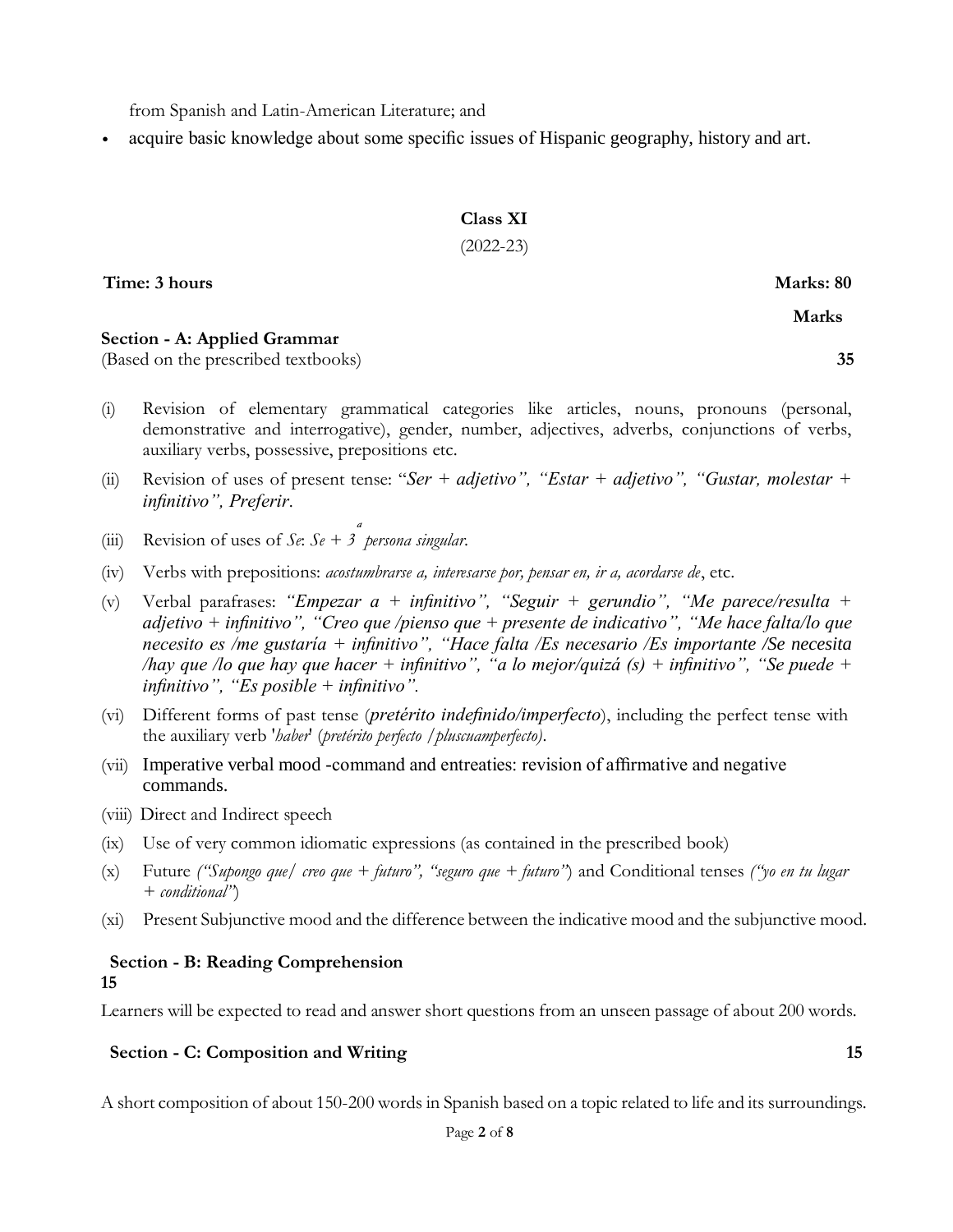from Spanish and Latin-American Literature; and

- acquire basic knowledge about some specific issues of Hispanic geography, history and art.

## Class XI

(2022-23)

**Time: 3 hours** **Marks: 80**

**Marks**

**Section - A: Applied Grammar**
(Based on the prescribed textbooks) **35**

(i) Revision of elementary grammatical categories like articles, nouns, pronouns (personal, demonstrative and interrogative), gender, number, adjectives, adverbs, conjunctions of verbs, auxiliary verbs, possessive, prepositions etc.

(ii) Revision of uses of present tense: "*Ser + adjetivo", "Estar + adjetivo", "Gustar, molestar + infinitivo", Preferir.*

(iii) Revision of uses of *Se*: *Se + 3ª persona singular.*

(iv) Verbs with prepositions: *acostumbrarse a, interesarse por, pensar en, ir a, acordarse de*, etc.

(v) Verbal parafrases: *"Empezar a + infinitivo", "Seguir + gerundio", "Me parece/resulta + adjetivo + infinitivo", "Creo que /pienso que + presente de indicativo", "Me hace falta/lo que necesito es /me gustaría + infinitivo", "Hace falta /Es necesario /Es importante /Se necesita /hay que /lo que hay que hacer + infinitivo", "a lo mejor/quizá (s) + infinitivo", "Se puede + infinitivo", "Es posible + infinitivo".*

(vi) Different forms of past tense (*pretérito indefinido/imperfecto*), including the perfect tense with the auxiliary verb '*haber*' (*pretérito perfecto /pluscuamperfecto).*

(vii) Imperative verbal mood -command and entreaties: revision of affirmative and negative commands.

(viii) Direct and Indirect speech

(ix) Use of very common idiomatic expressions (as contained in the prescribed book)

(x) Future *("Supongo que/ creo que + futuro", "seguro que + futuro"*) and Conditional tenses *("yo en tu lugar + conditional"*)

(xi) Present Subjunctive mood and the difference between the indicative mood and the subjunctive mood.

**Section - B: Reading Comprehension** **15**

Learners will be expected to read and answer short questions from an unseen passage of about 200 words.

**Section - C: Composition and Writing** **15**

A short composition of about 150-200 words in Spanish based on a topic related to life and its surroundings.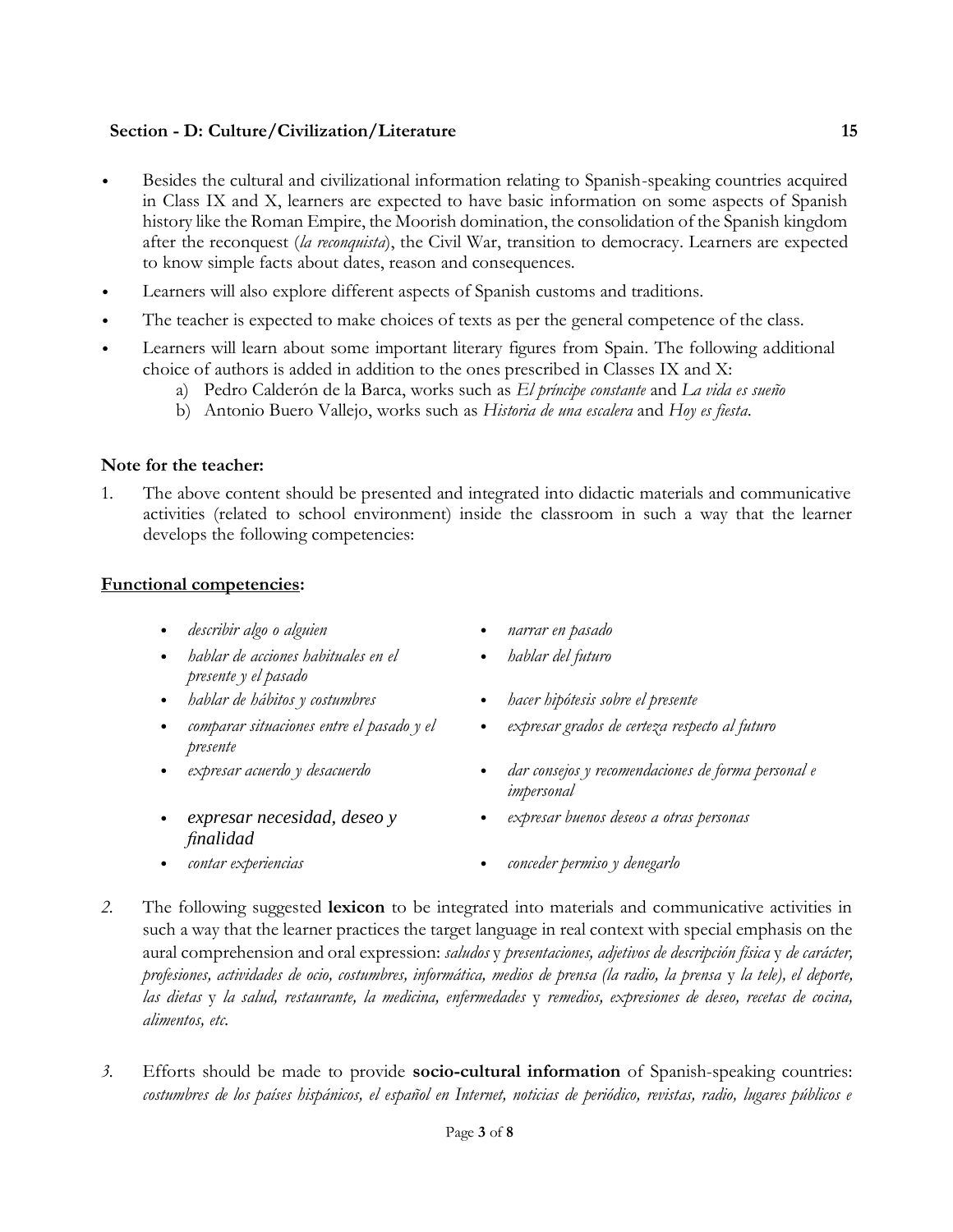**Section - D: Culture/Civilization/Literature** **15**

- Besides the cultural and civilizational information relating to Spanish-speaking countries acquired in Class IX and X, learners are expected to have basic information on some aspects of Spanish history like the Roman Empire, the Moorish domination, the consolidation of the Spanish kingdom after the reconquest (*la reconquista*), the Civil War, transition to democracy. Learners are expected to know simple facts about dates, reason and consequences.
- Learners will also explore different aspects of Spanish customs and traditions.
- The teacher is expected to make choices of texts as per the general competence of the class.
- Learners will learn about some important literary figures from Spain. The following additional choice of authors is added in addition to the ones prescribed in Classes IX and X:
  - a) Pedro Calderón de la Barca, works such as *El príncipe constante* and *La vida es sueño*
  - b) Antonio Buero Vallejo, works such as *Historia de una escalera* and *Hoy es fiesta*.

**Note for the teacher:**

1. The above content should be presented and integrated into didactic materials and communicative activities (related to school environment) inside the classroom in such a way that the learner develops the following competencies:

**Functional competencies:**

- *describir algo o alguien*
- *hablar de acciones habituales en el presente y el pasado*
- *hablar de hábitos y costumbres*
- *comparar situaciones entre el pasado y el presente*
- *expresar acuerdo y desacuerdo*
- *expresar necesidad, deseo y finalidad*
- *contar experiencias*
- *narrar en pasado*
- *hablar del futuro*
- *hacer hipótesis sobre el presente*
- *expresar grados de certeza respecto al futuro*
- *dar consejos y recomendaciones de forma personal e impersonal*
- *expresar buenos deseos a otras personas*
- *conceder permiso y denegarlo*

2. The following suggested **lexicon** to be integrated into materials and communicative activities in such a way that the learner practices the target language in real context with special emphasis on the aural comprehension and oral expression: *saludos* y *presentaciones, adjetivos de descripción física* y *de carácter, profesiones, actividades de ocio, costumbres, informática, medios de prensa (la radio, la prensa* y *la tele), el deporte, las dietas* y *la salud, restaurante, la medicina, enfermedades* y *remedios, expresiones de deseo, recetas de cocina, alimentos, etc.*

3. Efforts should be made to provide **socio-cultural information** of Spanish-speaking countries: *costumbres de los países hispánicos, el español en Internet, noticias de periódico, revistas, radio, lugares públicos e*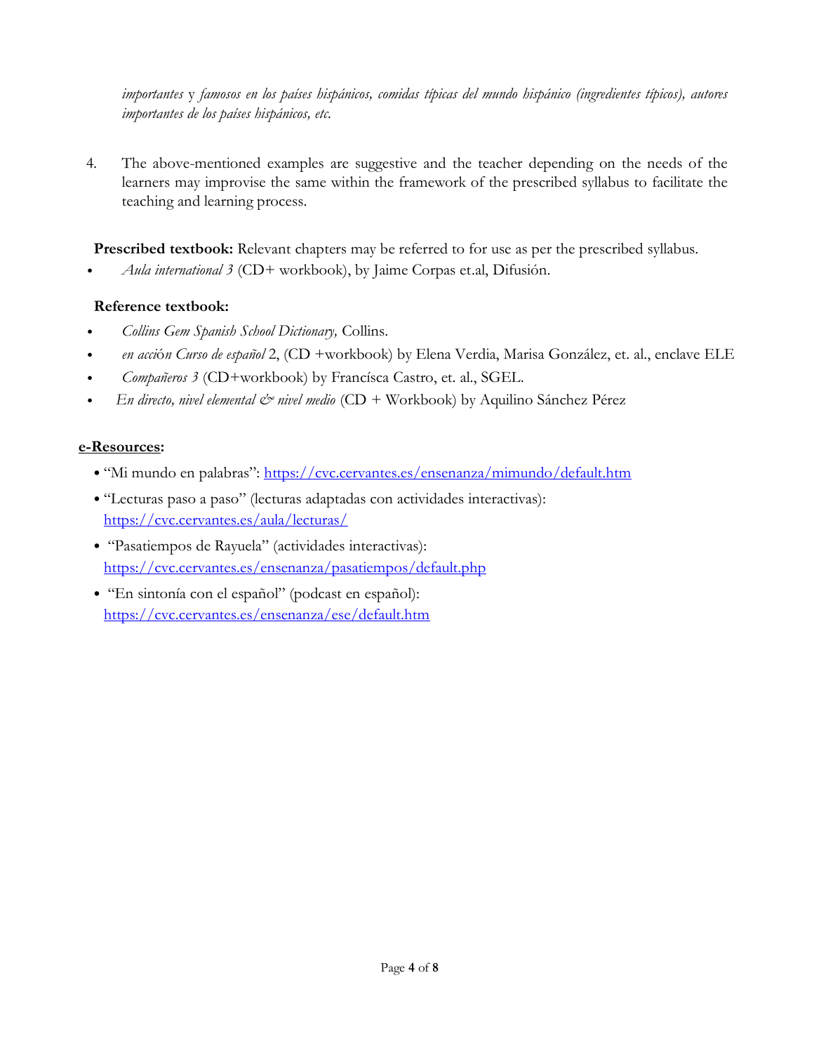*importantes* y *famosos en los países hispánicos, comidas típicas del mundo hispánico (ingredientes típicos), autores importantes de los países hispánicos, etc.*

4. The above-mentioned examples are suggestive and the teacher depending on the needs of the learners may improvise the same within the framework of the prescribed syllabus to facilitate the teaching and learning process.

**Prescribed textbook:** Relevant chapters may be referred to for use as per the prescribed syllabus.

- *Aula international 3* (CD+ workbook), by Jaime Corpas et.al, Difusión.

**Reference textbook:**

- *Collins Gem Spanish School Dictionary,* Collins.
- *en acción Curso de español* 2, (CD +workbook) by Elena Verdia, Marisa González, et. al., enclave ELE
- *Compañeros 3* (CD+workbook) by Francísca Castro, et. al., SGEL.
- *En directo, nivel elemental & nivel medio* (CD + Workbook) by Aquilino Sánchez Pérez

**e-Resources:**

- "Mi mundo en palabras": https://cvc.cervantes.es/ensenanza/mimundo/default.htm
- "Lecturas paso a paso" (lecturas adaptadas con actividades interactivas): https://cvc.cervantes.es/aula/lecturas/
- "Pasatiempos de Rayuela" (actividades interactivas): https://cvc.cervantes.es/ensenanza/pasatiempos/default.php
- "En sintonía con el español" (podcast en español): https://cvc.cervantes.es/ensenanza/ese/default.htm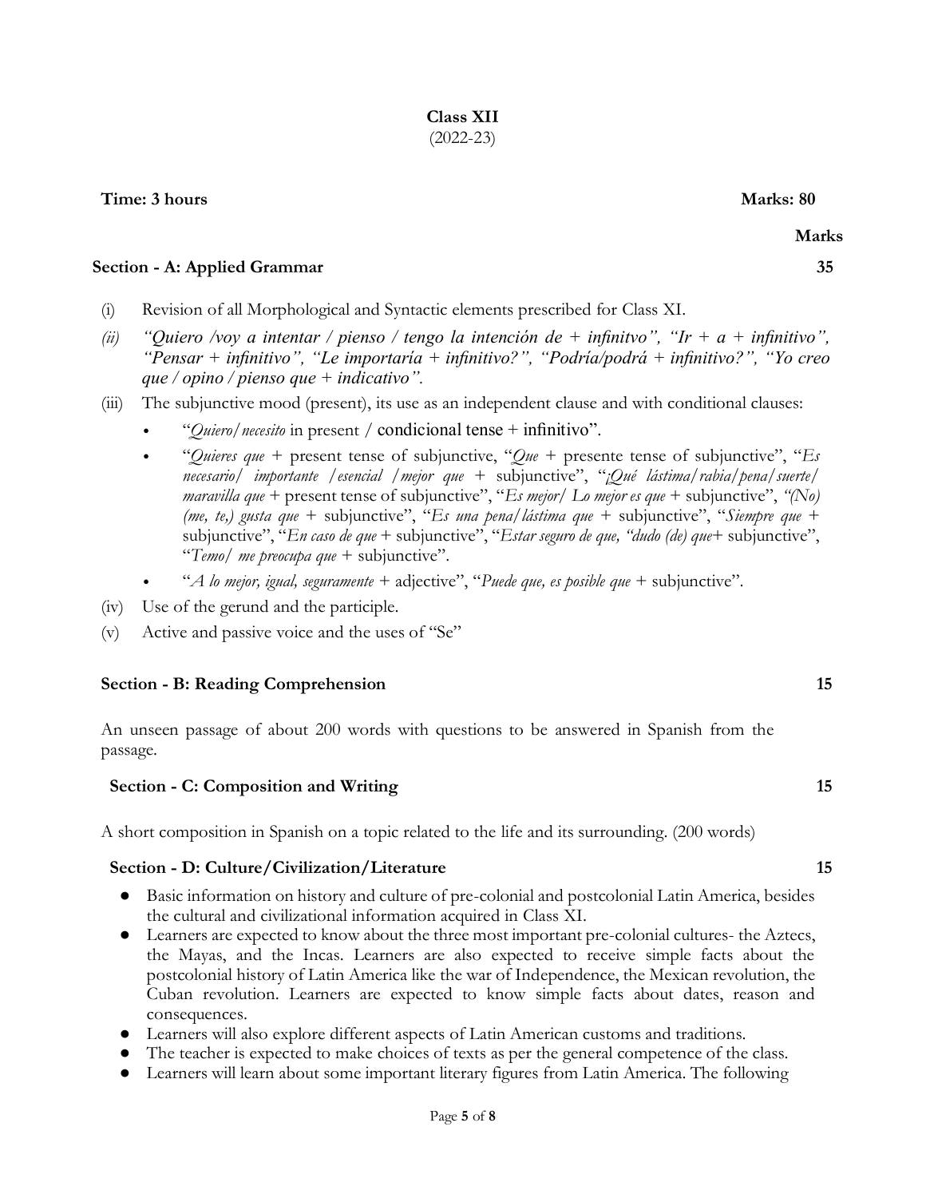**Class XII**
(2022-23)

**Time: 3 hours** **Marks: 80**

**Marks**

**Section - A: Applied Grammar** **35**

(i) Revision of all Morphological and Syntactic elements prescribed for Class XI.

*(ii) "Quiero /voy a intentar / pienso / tengo la intención de + infinitvo", "Ir + a + infinitivo", "Pensar + infinitivo", "Le importaría + infinitivo?", "Podría/podrá + infinitivo?", "Yo creo que / opino / pienso que + indicativo".*

(iii) The subjunctive mood (present), its use as an independent clause and with conditional clauses:

- "*Quiero/necesito* in present / condicional tense + infinitivo".
- "*Quieres que* + present tense of subjunctive, "*Que* + presente tense of subjunctive", "*Es necesario/ importante /esencial /mejor que* + subjunctive", "*¡Qué lástima/rabia/pena/suerte/ maravilla que* + present tense of subjunctive", "*Es mejor/ Lo mejor es que* + subjunctive", *"(No) (me, te,) gusta que* + subjunctive", "*Es una pena/lástima que* + subjunctive", "*Siempre que* + subjunctive", "*En caso de que* + subjunctive", "*Estar seguro de que, "dudo (de) que*+ subjunctive", "*Temo/ me preocupa que* + subjunctive".
- "*A lo mejor, igual, seguramente* + adjective", "*Puede que, es posible que* + subjunctive".

(iv) Use of the gerund and the participle.

(v) Active and passive voice and the uses of "Se"

**Section - B: Reading Comprehension** **15**

An unseen passage of about 200 words with questions to be answered in Spanish from the passage.

**Section - C: Composition and Writing** **15**

A short composition in Spanish on a topic related to the life and its surrounding. (200 words)

**Section - D: Culture/Civilization/Literature** **15**

- Basic information on history and culture of pre-colonial and postcolonial Latin America, besides the cultural and civilizational information acquired in Class XI.
- Learners are expected to know about the three most important pre-colonial cultures- the Aztecs, the Mayas, and the Incas. Learners are also expected to receive simple facts about the postcolonial history of Latin America like the war of Independence, the Mexican revolution, the Cuban revolution. Learners are expected to know simple facts about dates, reason and consequences.
- Learners will also explore different aspects of Latin American customs and traditions.
- The teacher is expected to make choices of texts as per the general competence of the class.
- Learners will learn about some important literary figures from Latin America. The following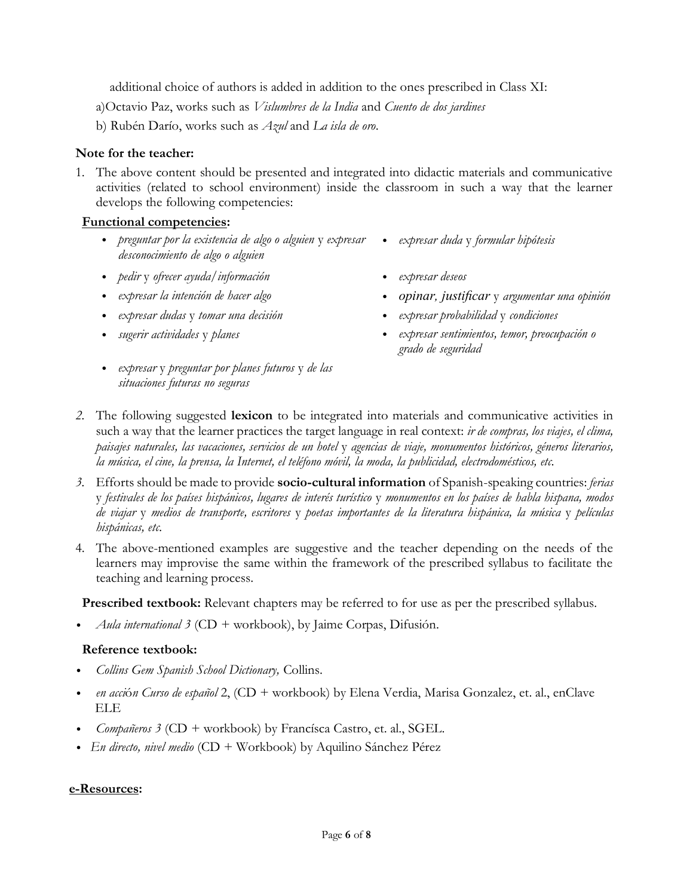additional choice of authors is added in addition to the ones prescribed in Class XI:

a)Octavio Paz, works such as *Vislumbres de la India* and *Cuento de dos jardines*

b) Rubén Darío, works such as *Azul* and *La isla de oro*.

**Note for the teacher:**

1. The above content should be presented and integrated into didactic materials and communicative activities (related to school environment) inside the classroom in such a way that the learner develops the following competencies:

**Functional competencies:**

- *preguntar por la existencia de algo o alguien* y *expresar desconocimiento de algo o alguien*
- *pedir* y *ofrecer ayuda/información*
- *expresar la intención de hacer algo*
- *expresar dudas* y *tomar una decisión*
- *sugerir actividades* y *planes*
- *expresar* y *preguntar por planes futuros* y *de las situaciones futuras no seguras*
- *expresar duda* y *formular hipótesis*
- *expresar deseos*
- *opinar, justificar* y *argumentar una opinión*
- *expresar probabilidad* y *condiciones*
- *expresar sentimientos, temor, preocupación o grado de seguridad*

2. The following suggested **lexicon** to be integrated into materials and communicative activities in such a way that the learner practices the target language in real context: *ir de compras, los viajes, el clima, paisajes naturales, las vacaciones, servicios de un hotel* y *agencias de viaje, monumentos históricos, géneros literarios, la música, el cine, la prensa, la Internet, el teléfono móvil, la moda, la publicidad, electrodomésticos, etc.*

3. Efforts should be made to provide **socio-cultural information** of Spanish-speaking countries: *ferias* y *festivales de los países hispánicos, lugares de interés turístico* y *monumentos en los países de habla hispana, modos de viajar* y *medios de transporte, escritores* y *poetas importantes de la literatura hispánica, la música* y *películas hispánicas, etc.*

4. The above-mentioned examples are suggestive and the teacher depending on the needs of the learners may improvise the same within the framework of the prescribed syllabus to facilitate the teaching and learning process.

**Prescribed textbook:** Relevant chapters may be referred to for use as per the prescribed syllabus.

- *Aula international 3* (CD + workbook), by Jaime Corpas, Difusión.

**Reference textbook:**

- *Collins Gem Spanish School Dictionary,* Collins.
- *en acción Curso de español* 2, (CD + workbook) by Elena Verdia, Marisa Gonzalez, et. al., enClave ELE
- *Compañeros 3* (CD + workbook) by Francísca Castro, et. al., SGEL.
- *En directo, nivel medio* (CD + Workbook) by Aquilino Sánchez Pérez

**e-Resources:**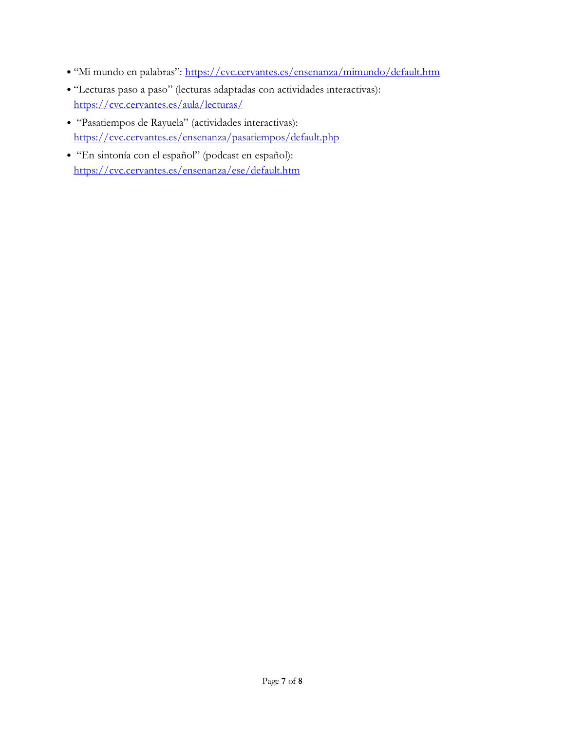- "Mi mundo en palabras": https://cvc.cervantes.es/ensenanza/mimundo/default.htm
- "Lecturas paso a paso" (lecturas adaptadas con actividades interactivas): https://cvc.cervantes.es/aula/lecturas/
- "Pasatiempos de Rayuela" (actividades interactivas): https://cvc.cervantes.es/ensenanza/pasatiempos/default.php
- "En sintonía con el español" (podcast en español): https://cvc.cervantes.es/ensenanza/ese/default.htm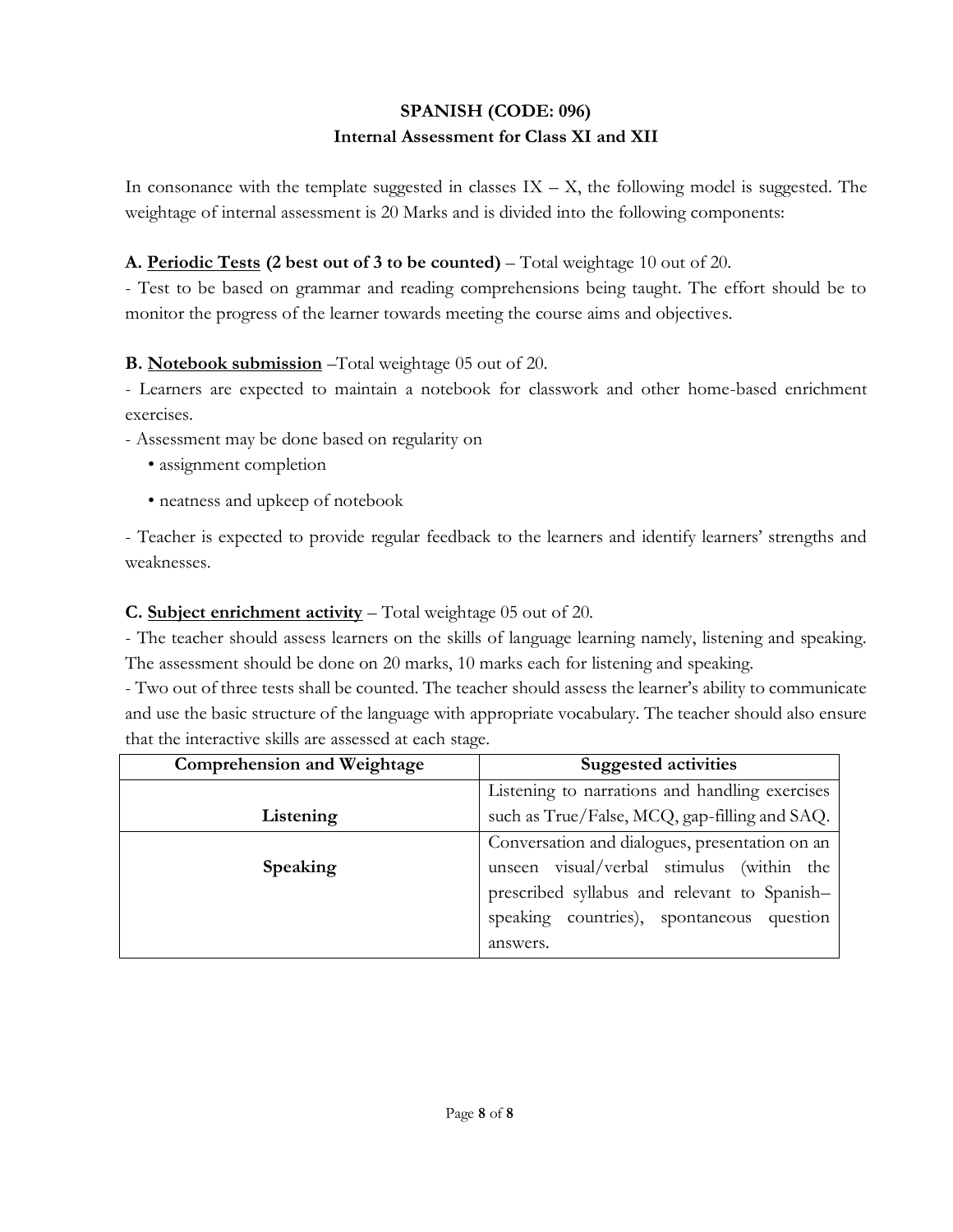# SPANISH (CODE: 096)

## Internal Assessment for Class XI and XII

In consonance with the template suggested in classes IX – X, the following model is suggested. The weightage of internal assessment is 20 Marks and is divided into the following components:

**A. <u>Periodic Tests</u> (2 best out of 3 to be counted)** – Total weightage 10 out of 20.

- Test to be based on grammar and reading comprehensions being taught. The effort should be to monitor the progress of the learner towards meeting the course aims and objectives.

**B. <u>Notebook submission</u>** –Total weightage 05 out of 20.

- Learners are expected to maintain a notebook for classwork and other home-based enrichment exercises.
- Assessment may be done based on regularity on
  - assignment completion
  - neatness and upkeep of notebook
- Teacher is expected to provide regular feedback to the learners and identify learners' strengths and weaknesses.

**C. <u>Subject enrichment activity</u>** – Total weightage 05 out of 20.

- The teacher should assess learners on the skills of language learning namely, listening and speaking. The assessment should be done on 20 marks, 10 marks each for listening and speaking.
- Two out of three tests shall be counted. The teacher should assess the learner's ability to communicate and use the basic structure of the language with appropriate vocabulary. The teacher should also ensure that the interactive skills are assessed at each stage.

| Comprehension and Weightage | Suggested activities |
|---|---|
| **Listening** | Listening to narrations and handling exercises such as True/False, MCQ, gap-filling and SAQ. |
| **Speaking** | Conversation and dialogues, presentation on an unseen visual/verbal stimulus (within the prescribed syllabus and relevant to Spanish–speaking countries), spontaneous question answers. |